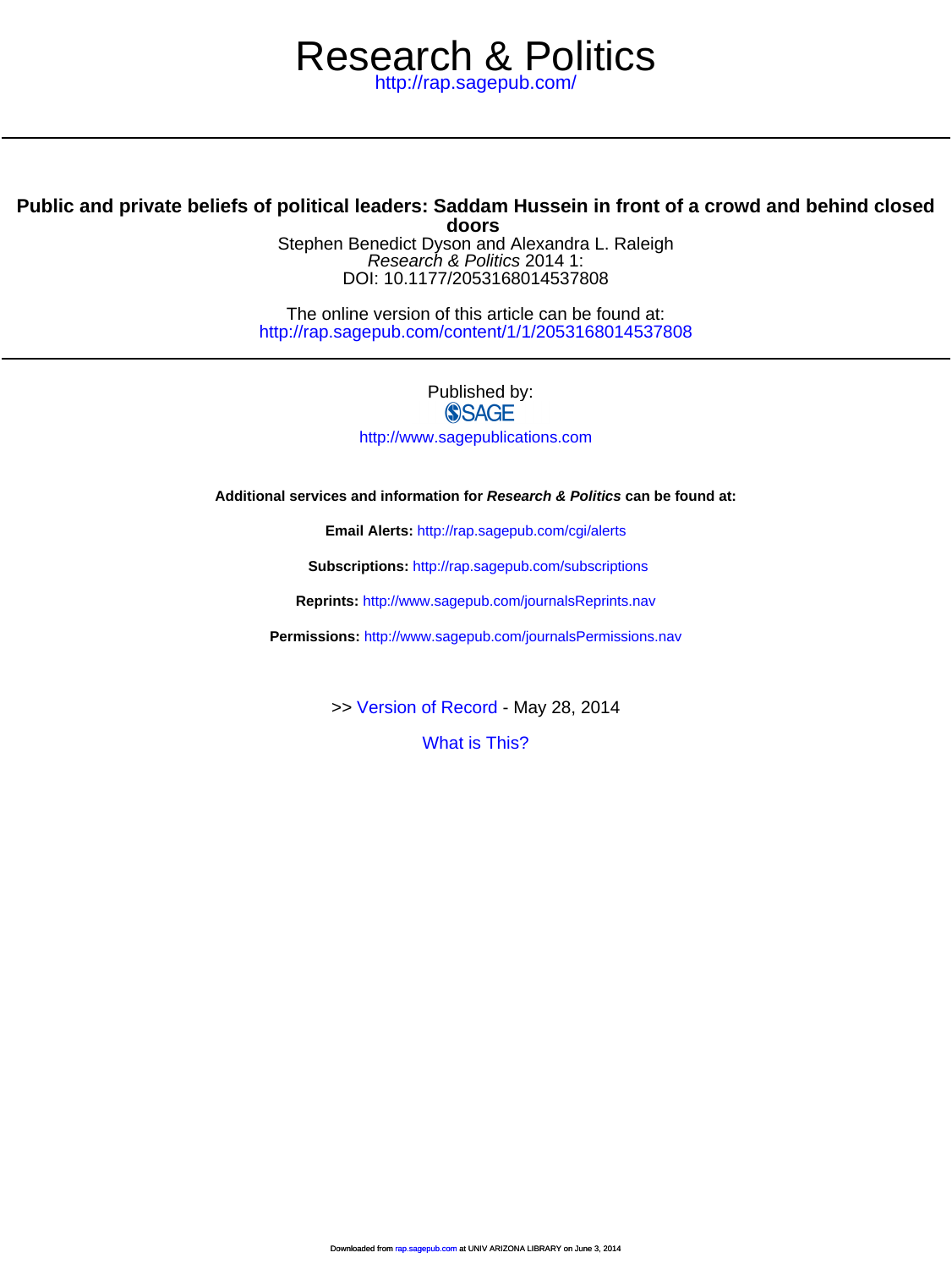# Research & Politics

http://rap.sagepub.com/

## Public and private beliefs of political leaders: Saddam Hussein in front of a crowd and behind closed doors

Stephen Benedict Dyson and Alexandra L. Raleigh

*Research & Politics* 2014 1:

DOI: 10.1177/2053168014537808

The online version of this article can be found at:
http://rap.sagepub.com/content/1/1/2053168014537808

Published by:

SAGE

http://www.sagepublications.com

**Additional services and information for *Research & Politics* can be found at:**

**Email Alerts:** http://rap.sagepub.com/cgi/alerts

**Subscriptions:** http://rap.sagepub.com/subscriptions

**Reprints:** http://www.sagepub.com/journalsReprints.nav

**Permissions:** http://www.sagepub.com/journalsPermissions.nav

>> Version of Record - May 28, 2014

What is This?

Downloaded from rap.sagepub.com at UNIV ARIZONA LIBRARY on June 3, 2014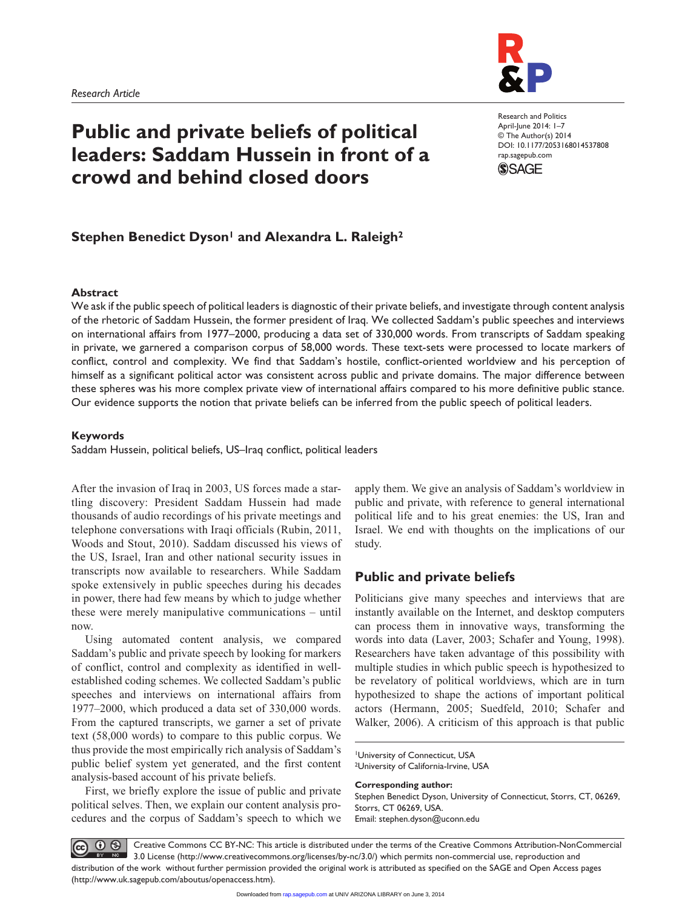Research Article

# Public and private beliefs of political leaders: Saddam Hussein in front of a crowd and behind closed doors

Research and Politics
April-June 2014: 1–7
© The Author(s) 2014
DOI: 10.1177/2053168014537808
rap.sagepub.com

**Stephen Benedict Dyson[1] and Alexandra L. Raleigh[2]**

## Abstract

We ask if the public speech of political leaders is diagnostic of their private beliefs, and investigate through content analysis of the rhetoric of Saddam Hussein, the former president of Iraq. We collected Saddam's public speeches and interviews on international affairs from 1977–2000, producing a data set of 330,000 words. From transcripts of Saddam speaking in private, we garnered a comparison corpus of 58,000 words. These text-sets were processed to locate markers of conflict, control and complexity. We find that Saddam's hostile, conflict-oriented worldview and his perception of himself as a significant political actor was consistent across public and private domains. The major difference between these spheres was his more complex private view of international affairs compared to his more definitive public stance. Our evidence supports the notion that private beliefs can be inferred from the public speech of political leaders.

## Keywords

Saddam Hussein, political beliefs, US–Iraq conflict, political leaders

After the invasion of Iraq in 2003, US forces made a startling discovery: President Saddam Hussein had made thousands of audio recordings of his private meetings and telephone conversations with Iraqi officials (Rubin, 2011, Woods and Stout, 2010). Saddam discussed his views of the US, Israel, Iran and other national security issues in transcripts now available to researchers. While Saddam spoke extensively in public speeches during his decades in power, there had few means by which to judge whether these were merely manipulative communications – until now.

Using automated content analysis, we compared Saddam's public and private speech by looking for markers of conflict, control and complexity as identified in well-established coding schemes. We collected Saddam's public speeches and interviews on international affairs from 1977–2000, which produced a data set of 330,000 words. From the captured transcripts, we garner a set of private text (58,000 words) to compare to this public corpus. We thus provide the most empirically rich analysis of Saddam's public belief system yet generated, and the first content analysis-based account of his private beliefs.

First, we briefly explore the issue of public and private political selves. Then, we explain our content analysis procedures and the corpus of Saddam's speech to which we apply them. We give an analysis of Saddam's worldview in public and private, with reference to general international political life and to his great enemies: the US, Iran and Israel. We end with thoughts on the implications of our study.

## Public and private beliefs

Politicians give many speeches and interviews that are instantly available on the Internet, and desktop computers can process them in innovative ways, transforming the words into data (Laver, 2003; Schafer and Young, 1998). Researchers have taken advantage of this possibility with multiple studies in which public speech is hypothesized to be revelatory of political worldviews, which are in turn hypothesized to shape the actions of important political actors (Hermann, 2005; Suedfeld, 2010; Schafer and Walker, 2006). A criticism of this approach is that public

[1]University of Connecticut, USA
[2]University of California-Irvine, USA

**Corresponding author:**
Stephen Benedict Dyson, University of Connecticut, Storrs, CT, 06269, Storrs, CT 06269, USA.
Email: stephen.dyson@uconn.edu

Creative Commons CC BY-NC: This article is distributed under the terms of the Creative Commons Attribution-NonCommercial 3.0 License (http://www.creativecommons.org/licenses/by-nc/3.0/) which permits non-commercial use, reproduction and distribution of the work without further permission provided the original work is attributed as specified on the SAGE and Open Access pages (http://www.uk.sagepub.com/aboutus/openaccess.htm).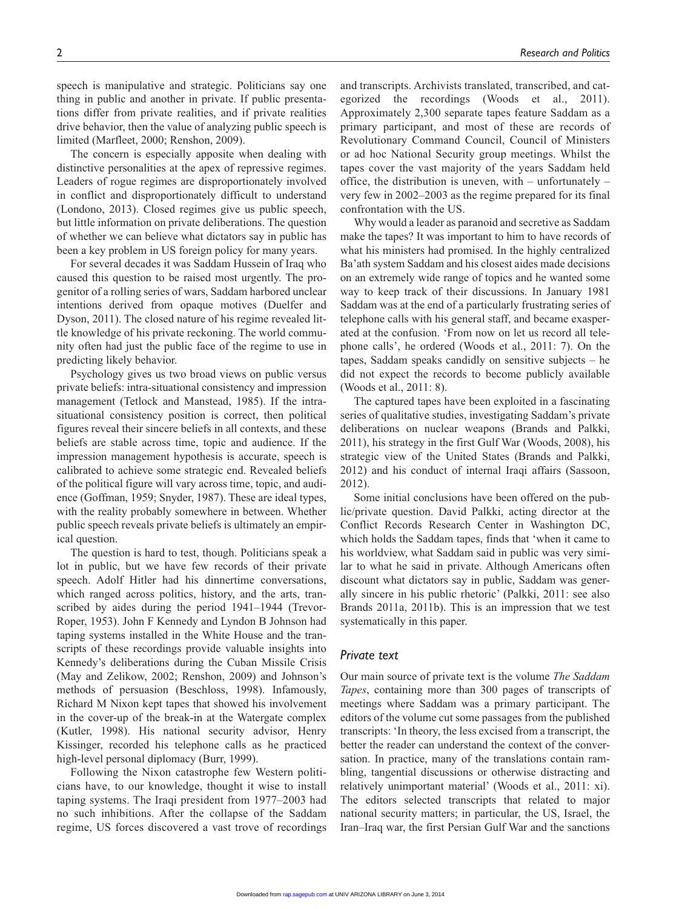speech is manipulative and strategic. Politicians say one thing in public and another in private. If public presentations differ from private realities, and if private realities drive behavior, then the value of analyzing public speech is limited (Marfleet, 2000; Renshon, 2009).

The concern is especially apposite when dealing with distinctive personalities at the apex of repressive regimes. Leaders of rogue regimes are disproportionately involved in conflict and disproportionately difficult to understand (Londono, 2013). Closed regimes give us public speech, but little information on private deliberations. The question of whether we can believe what dictators say in public has been a key problem in US foreign policy for many years.

For several decades it was Saddam Hussein of Iraq who caused this question to be raised most urgently. The progenitor of a rolling series of wars, Saddam harbored unclear intentions derived from opaque motives (Duelfer and Dyson, 2011). The closed nature of his regime revealed little knowledge of his private reckoning. The world community often had just the public face of the regime to use in predicting likely behavior.

Psychology gives us two broad views on public versus private beliefs: intra-situational consistency and impression management (Tetlock and Manstead, 1985). If the intra-situational consistency position is correct, then political figures reveal their sincere beliefs in all contexts, and these beliefs are stable across time, topic and audience. If the impression management hypothesis is accurate, speech is calibrated to achieve some strategic end. Revealed beliefs of the political figure will vary across time, topic, and audience (Goffman, 1959; Snyder, 1987). These are ideal types, with the reality probably somewhere in between. Whether public speech reveals private beliefs is ultimately an empirical question.

The question is hard to test, though. Politicians speak a lot in public, but we have few records of their private speech. Adolf Hitler had his dinnertime conversations, which ranged across politics, history, and the arts, transcribed by aides during the period 1941–1944 (Trevor-Roper, 1953). John F Kennedy and Lyndon B Johnson had taping systems installed in the White House and the transcripts of these recordings provide valuable insights into Kennedy's deliberations during the Cuban Missile Crisis (May and Zelikow, 2002; Renshon, 2009) and Johnson's methods of persuasion (Beschloss, 1998). Infamously, Richard M Nixon kept tapes that showed his involvement in the cover-up of the break-in at the Watergate complex (Kutler, 1998). His national security advisor, Henry Kissinger, recorded his telephone calls as he practiced high-level personal diplomacy (Burr, 1999).

Following the Nixon catastrophe few Western politicians have, to our knowledge, thought it wise to install taping systems. The Iraqi president from 1977–2003 had no such inhibitions. After the collapse of the Saddam regime, US forces discovered a vast trove of recordings and transcripts. Archivists translated, transcribed, and categorized the recordings (Woods et al., 2011). Approximately 2,300 separate tapes feature Saddam as a primary participant, and most of these are records of Revolutionary Command Council, Council of Ministers or ad hoc National Security group meetings. Whilst the tapes cover the vast majority of the years Saddam held office, the distribution is uneven, with – unfortunately – very few in 2002–2003 as the regime prepared for its final confrontation with the US.

Why would a leader as paranoid and secretive as Saddam make the tapes? It was important to him to have records of what his ministers had promised. In the highly centralized Ba'ath system Saddam and his closest aides made decisions on an extremely wide range of topics and he wanted some way to keep track of their discussions. In January 1981 Saddam was at the end of a particularly frustrating series of telephone calls with his general staff, and became exasperated at the confusion. 'From now on let us record all telephone calls', he ordered (Woods et al., 2011: 7). On the tapes, Saddam speaks candidly on sensitive subjects – he did not expect the records to become publicly available (Woods et al., 2011: 8).

The captured tapes have been exploited in a fascinating series of qualitative studies, investigating Saddam's private deliberations on nuclear weapons (Brands and Palkki, 2011), his strategy in the first Gulf War (Woods, 2008), his strategic view of the United States (Brands and Palkki, 2012) and his conduct of internal Iraqi affairs (Sassoon, 2012).

Some initial conclusions have been offered on the public/private question. David Palkki, acting director at the Conflict Records Research Center in Washington DC, which holds the Saddam tapes, finds that 'when it came to his worldview, what Saddam said in public was very similar to what he said in private. Although Americans often discount what dictators say in public, Saddam was generally sincere in his public rhetoric' (Palkki, 2011: see also Brands 2011a, 2011b). This is an impression that we test systematically in this paper.

## *Private text*

Our main source of private text is the volume *The Saddam Tapes*, containing more than 300 pages of transcripts of meetings where Saddam was a primary participant. The editors of the volume cut some passages from the published transcripts: 'In theory, the less excised from a transcript, the better the reader can understand the context of the conversation. In practice, many of the translations contain rambling, tangential discussions or otherwise distracting and relatively unimportant material' (Woods et al., 2011: xi). The editors selected transcripts that related to major national security matters; in particular, the US, Israel, the Iran–Iraq war, the first Persian Gulf War and the sanctions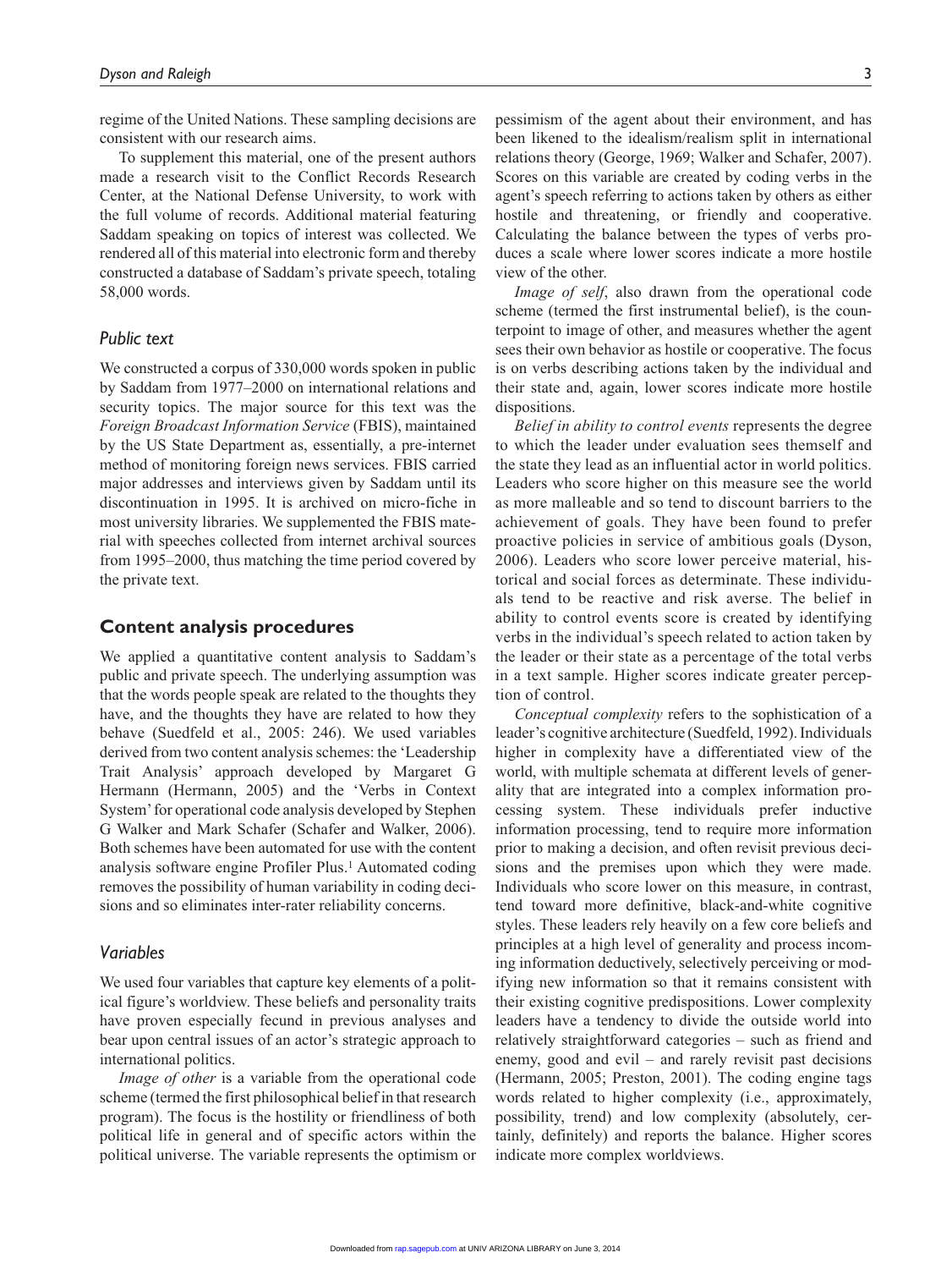regime of the United Nations. These sampling decisions are consistent with our research aims.

To supplement this material, one of the present authors made a research visit to the Conflict Records Research Center, at the National Defense University, to work with the full volume of records. Additional material featuring Saddam speaking on topics of interest was collected. We rendered all of this material into electronic form and thereby constructed a database of Saddam's private speech, totaling 58,000 words.

### *Public text*

We constructed a corpus of 330,000 words spoken in public by Saddam from 1977–2000 on international relations and security topics. The major source for this text was the *Foreign Broadcast Information Service* (FBIS), maintained by the US State Department as, essentially, a pre-internet method of monitoring foreign news services. FBIS carried major addresses and interviews given by Saddam until its discontinuation in 1995. It is archived on micro-fiche in most university libraries. We supplemented the FBIS material with speeches collected from internet archival sources from 1995–2000, thus matching the time period covered by the private text.

## Content analysis procedures

We applied a quantitative content analysis to Saddam's public and private speech. The underlying assumption was that the words people speak are related to the thoughts they have, and the thoughts they have are related to how they behave (Suedfeld et al., 2005: 246). We used variables derived from two content analysis schemes: the 'Leadership Trait Analysis' approach developed by Margaret G Hermann (Hermann, 2005) and the 'Verbs in Context System' for operational code analysis developed by Stephen G Walker and Mark Schafer (Schafer and Walker, 2006). Both schemes have been automated for use with the content analysis software engine Profiler Plus.[1] Automated coding removes the possibility of human variability in coding decisions and so eliminates inter-rater reliability concerns.

### *Variables*

We used four variables that capture key elements of a political figure's worldview. These beliefs and personality traits have proven especially fecund in previous analyses and bear upon central issues of an actor's strategic approach to international politics.

*Image of other* is a variable from the operational code scheme (termed the first philosophical belief in that research program). The focus is the hostility or friendliness of both political life in general and of specific actors within the political universe. The variable represents the optimism or pessimism of the agent about their environment, and has been likened to the idealism/realism split in international relations theory (George, 1969; Walker and Schafer, 2007). Scores on this variable are created by coding verbs in the agent's speech referring to actions taken by others as either hostile and threatening, or friendly and cooperative. Calculating the balance between the types of verbs produces a scale where lower scores indicate a more hostile view of the other.

*Image of self*, also drawn from the operational code scheme (termed the first instrumental belief), is the counterpoint to image of other, and measures whether the agent sees their own behavior as hostile or cooperative. The focus is on verbs describing actions taken by the individual and their state and, again, lower scores indicate more hostile dispositions.

*Belief in ability to control events* represents the degree to which the leader under evaluation sees themself and the state they lead as an influential actor in world politics. Leaders who score higher on this measure see the world as more malleable and so tend to discount barriers to the achievement of goals. They have been found to prefer proactive policies in service of ambitious goals (Dyson, 2006). Leaders who score lower perceive material, historical and social forces as determinate. These individuals tend to be reactive and risk averse. The belief in ability to control events score is created by identifying verbs in the individual's speech related to action taken by the leader or their state as a percentage of the total verbs in a text sample. Higher scores indicate greater perception of control.

*Conceptual complexity* refers to the sophistication of a leader's cognitive architecture (Suedfeld, 1992). Individuals higher in complexity have a differentiated view of the world, with multiple schemata at different levels of generality that are integrated into a complex information processing system. These individuals prefer inductive information processing, tend to require more information prior to making a decision, and often revisit previous decisions and the premises upon which they were made. Individuals who score lower on this measure, in contrast, tend toward more definitive, black-and-white cognitive styles. These leaders rely heavily on a few core beliefs and principles at a high level of generality and process incoming information deductively, selectively perceiving or modifying new information so that it remains consistent with their existing cognitive predispositions. Lower complexity leaders have a tendency to divide the outside world into relatively straightforward categories – such as friend and enemy, good and evil – and rarely revisit past decisions (Hermann, 2005; Preston, 2001). The coding engine tags words related to higher complexity (i.e., approximately, possibility, trend) and low complexity (absolutely, certainly, definitely) and reports the balance. Higher scores indicate more complex worldviews.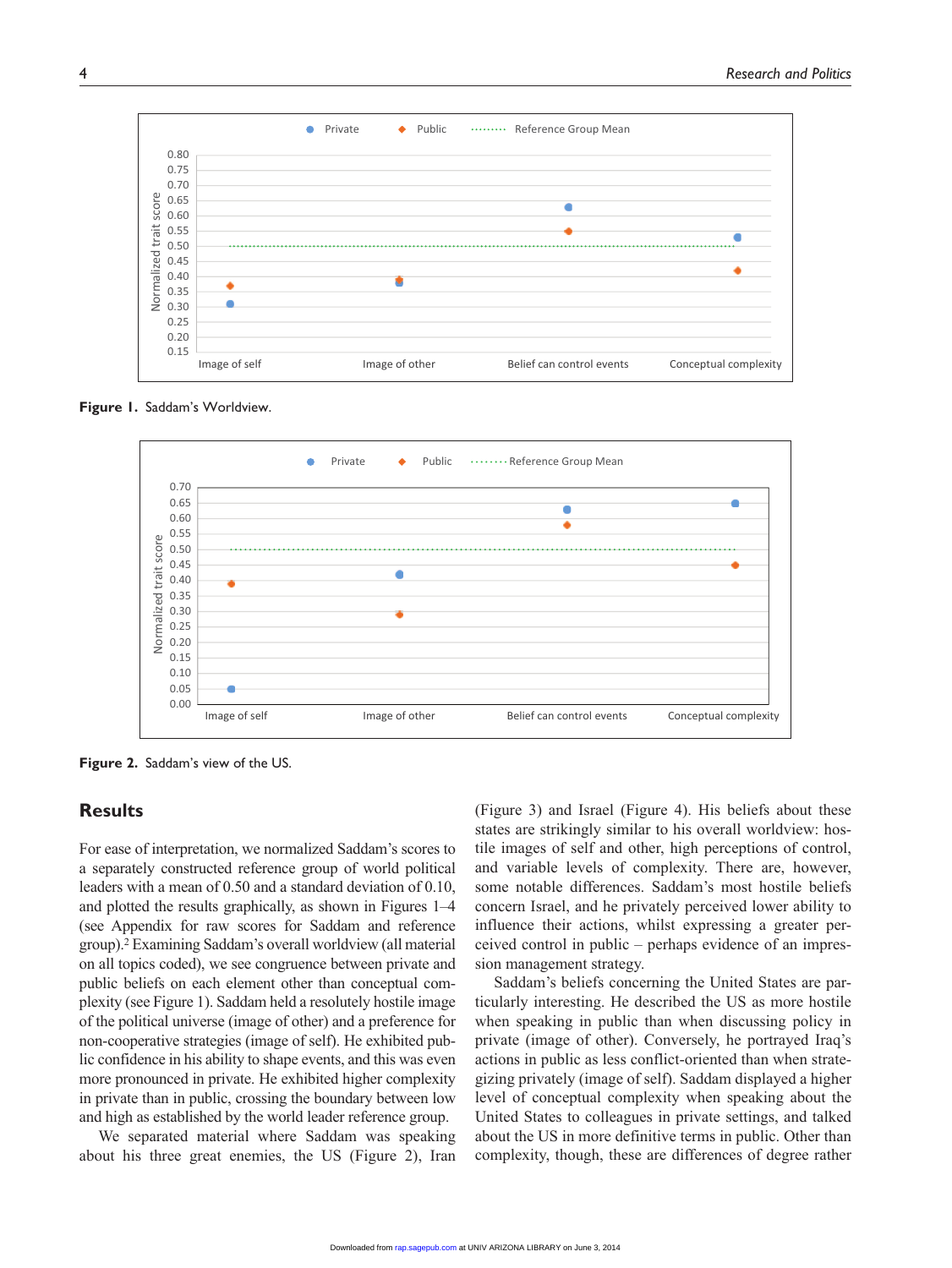Figure 1. Saddam's Worldview.

Figure 2. Saddam's view of the US.

## Results

For ease of interpretation, we normalized Saddam's scores to a separately constructed reference group of world political leaders with a mean of 0.50 and a standard deviation of 0.10, and plotted the results graphically, as shown in Figures 1–4 (see Appendix for raw scores for Saddam and reference group).[2] Examining Saddam's overall worldview (all material on all topics coded), we see congruence between private and public beliefs on each element other than conceptual complexity (see Figure 1). Saddam held a resolutely hostile image of the political universe (image of other) and a preference for non-cooperative strategies (image of self). He exhibited public confidence in his ability to shape events, and this was even more pronounced in private. He exhibited higher complexity in private than in public, crossing the boundary between low and high as established by the world leader reference group.

We separated material where Saddam was speaking about his three great enemies, the US (Figure 2), Iran (Figure 3) and Israel (Figure 4). His beliefs about these states are strikingly similar to his overall worldview: hostile images of self and other, high perceptions of control, and variable levels of complexity. There are, however, some notable differences. Saddam's most hostile beliefs concern Israel, and he privately perceived lower ability to influence their actions, whilst expressing a greater perceived control in public – perhaps evidence of an impression management strategy.

Saddam's beliefs concerning the United States are particularly interesting. He described the US as more hostile when speaking in public than when discussing policy in private (image of other). Conversely, he portrayed Iraq's actions in public as less conflict-oriented than when strategizing privately (image of self). Saddam displayed a higher level of conceptual complexity when speaking about the United States to colleagues in private settings, and talked about the US in more definitive terms in public. Other than complexity, though, these are differences of degree rather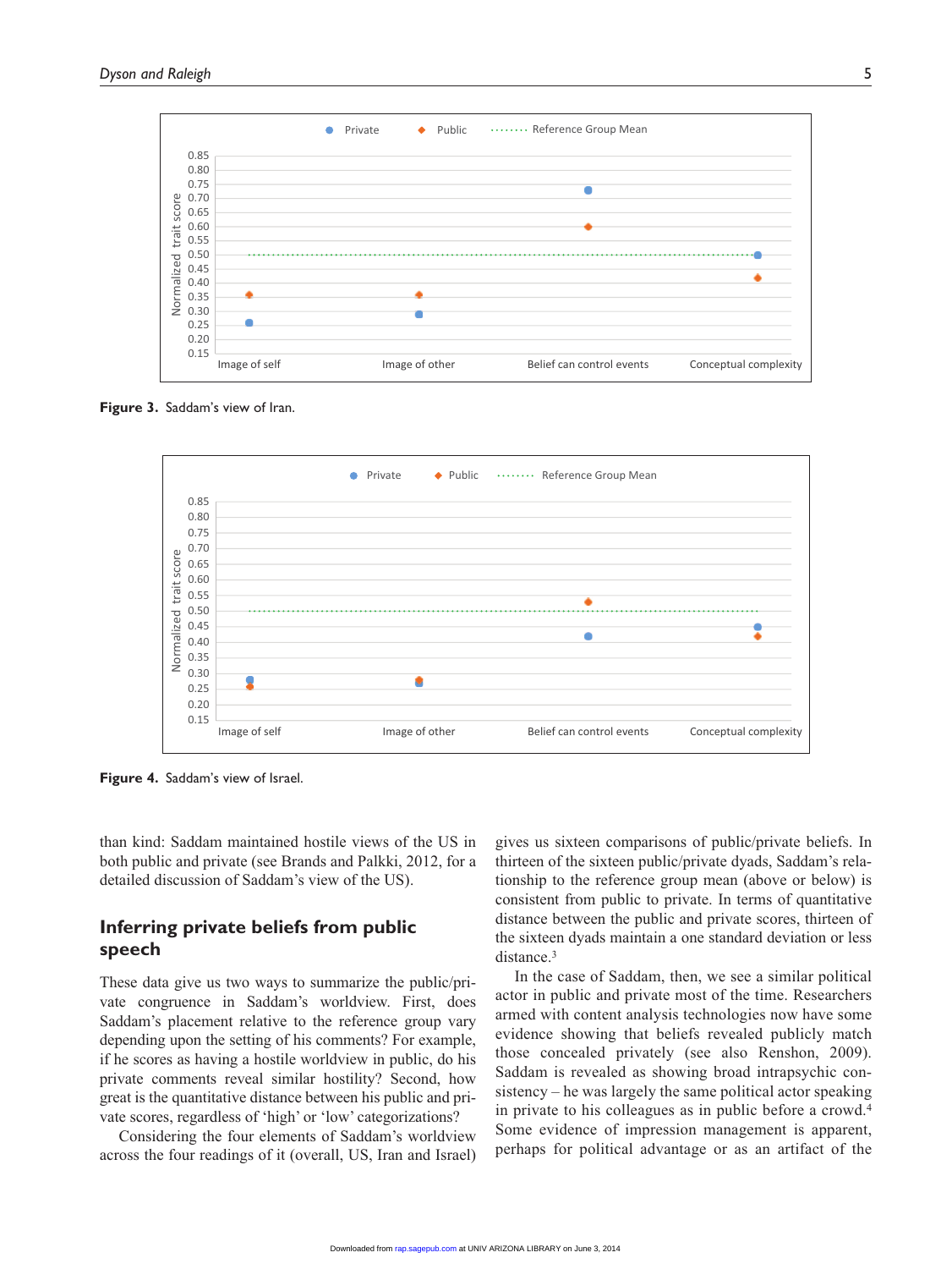Figure 3. Saddam's view of Iran.

Figure 4. Saddam's view of Israel.

than kind: Saddam maintained hostile views of the US in both public and private (see Brands and Palkki, 2012, for a detailed discussion of Saddam's view of the US).

## Inferring private beliefs from public speech

These data give us two ways to summarize the public/private congruence in Saddam's worldview. First, does Saddam's placement relative to the reference group vary depending upon the setting of his comments? For example, if he scores as having a hostile worldview in public, do his private comments reveal similar hostility? Second, how great is the quantitative distance between his public and private scores, regardless of 'high' or 'low' categorizations?

Considering the four elements of Saddam's worldview across the four readings of it (overall, US, Iran and Israel) gives us sixteen comparisons of public/private beliefs. In thirteen of the sixteen public/private dyads, Saddam's relationship to the reference group mean (above or below) is consistent from public to private. In terms of quantitative distance between the public and private scores, thirteen of the sixteen dyads maintain a one standard deviation or less distance.[3]

In the case of Saddam, then, we see a similar political actor in public and private most of the time. Researchers armed with content analysis technologies now have some evidence showing that beliefs revealed publicly match those concealed privately (see also Renshon, 2009). Saddam is revealed as showing broad intrapsychic consistency – he was largely the same political actor speaking in private to his colleagues as in public before a crowd.[4] Some evidence of impression management is apparent, perhaps for political advantage or as an artifact of the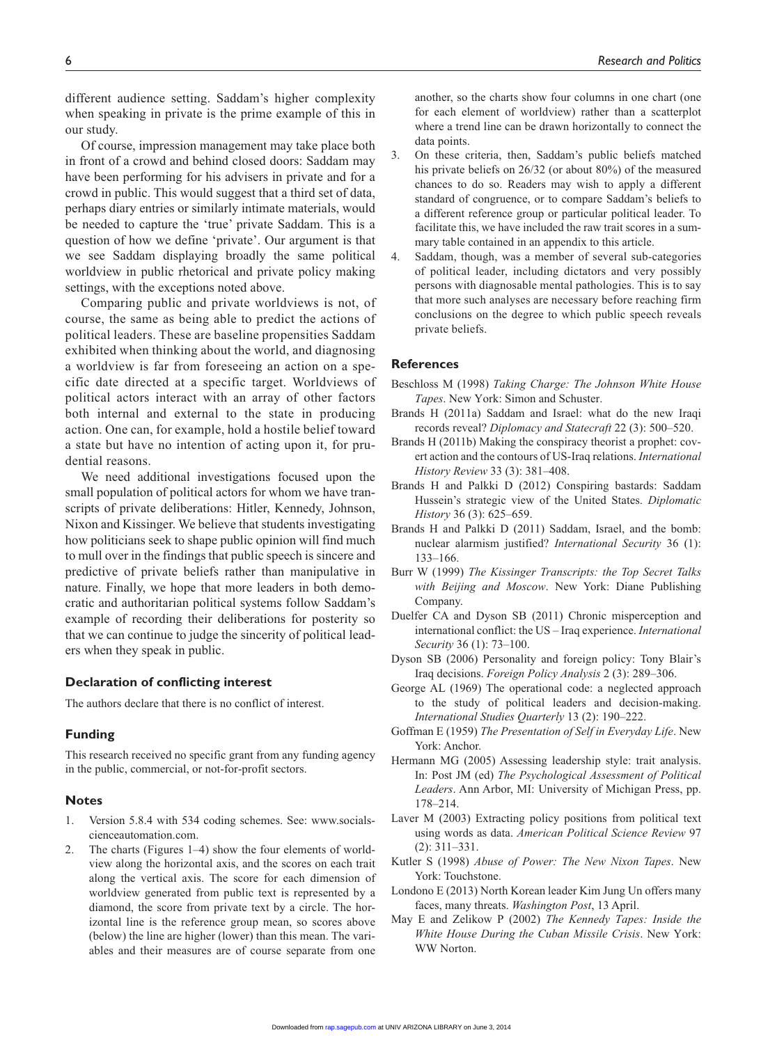different audience setting. Saddam's higher complexity when speaking in private is the prime example of this in our study.

Of course, impression management may take place both in front of a crowd and behind closed doors: Saddam may have been performing for his advisers in private and for a crowd in public. This would suggest that a third set of data, perhaps diary entries or similarly intimate materials, would be needed to capture the 'true' private Saddam. This is a question of how we define 'private'. Our argument is that we see Saddam displaying broadly the same political worldview in public rhetorical and private policy making settings, with the exceptions noted above.

Comparing public and private worldviews is not, of course, the same as being able to predict the actions of political leaders. These are baseline propensities Saddam exhibited when thinking about the world, and diagnosing a worldview is far from foreseeing an action on a specific date directed at a specific target. Worldviews of political actors interact with an array of other factors both internal and external to the state in producing action. One can, for example, hold a hostile belief toward a state but have no intention of acting upon it, for prudential reasons.

We need additional investigations focused upon the small population of political actors for whom we have transcripts of private deliberations: Hitler, Kennedy, Johnson, Nixon and Kissinger. We believe that students investigating how politicians seek to shape public opinion will find much to mull over in the findings that public speech is sincere and predictive of private beliefs rather than manipulative in nature. Finally, we hope that more leaders in both democratic and authoritarian political systems follow Saddam's example of recording their deliberations for posterity so that we can continue to judge the sincerity of political leaders when they speak in public.

## Declaration of conflicting interest

The authors declare that there is no conflict of interest.

## Funding

This research received no specific grant from any funding agency in the public, commercial, or not-for-profit sectors.

## Notes

1. Version 5.8.4 with 534 coding schemes. See: www.socialscienceautomation.com.
2. The charts (Figures 1–4) show the four elements of worldview along the horizontal axis, and the scores on each trait along the vertical axis. The score for each dimension of worldview generated from public text is represented by a diamond, the score from private text by a circle. The horizontal line is the reference group mean, so scores above (below) the line are higher (lower) than this mean. The variables and their measures are of course separate from one another, so the charts show four columns in one chart (one for each element of worldview) rather than a scatterplot where a trend line can be drawn horizontally to connect the data points.
3. On these criteria, then, Saddam's public beliefs matched his private beliefs on 26/32 (or about 80%) of the measured chances to do so. Readers may wish to apply a different standard of congruence, or to compare Saddam's beliefs to a different reference group or particular political leader. To facilitate this, we have included the raw trait scores in a summary table contained in an appendix to this article.
4. Saddam, though, was a member of several sub-categories of political leader, including dictators and very possibly persons with diagnosable mental pathologies. This is to say that more such analyses are necessary before reaching firm conclusions on the degree to which public speech reveals private beliefs.

## References

Beschloss M (1998) *Taking Charge: The Johnson White House Tapes*. New York: Simon and Schuster.

Brands H (2011a) Saddam and Israel: what do the new Iraqi records reveal? *Diplomacy and Statecraft* 22 (3): 500–520.

Brands H (2011b) Making the conspiracy theorist a prophet: covert action and the contours of US-Iraq relations. *International History Review* 33 (3): 381–408.

Brands H and Palkki D (2012) Conspiring bastards: Saddam Hussein's strategic view of the United States. *Diplomatic History* 36 (3): 625–659.

Brands H and Palkki D (2011) Saddam, Israel, and the bomb: nuclear alarmism justified? *International Security* 36 (1): 133–166.

Burr W (1999) *The Kissinger Transcripts: the Top Secret Talks with Beijing and Moscow*. New York: Diane Publishing Company.

Duelfer CA and Dyson SB (2011) Chronic misperception and international conflict: the US – Iraq experience. *International Security* 36 (1): 73–100.

Dyson SB (2006) Personality and foreign policy: Tony Blair's Iraq decisions. *Foreign Policy Analysis* 2 (3): 289–306.

George AL (1969) The operational code: a neglected approach to the study of political leaders and decision-making. *International Studies Quarterly* 13 (2): 190–222.

Goffman E (1959) *The Presentation of Self in Everyday Life*. New York: Anchor.

Hermann MG (2005) Assessing leadership style: trait analysis. In: Post JM (ed) *The Psychological Assessment of Political Leaders*. Ann Arbor, MI: University of Michigan Press, pp. 178–214.

Laver M (2003) Extracting policy positions from political text using words as data. *American Political Science Review* 97 (2): 311–331.

Kutler S (1998) *Abuse of Power: The New Nixon Tapes*. New York: Touchstone.

Londono E (2013) North Korean leader Kim Jung Un offers many faces, many threats. *Washington Post*, 13 April.

May E and Zelikow P (2002) *The Kennedy Tapes: Inside the White House During the Cuban Missile Crisis*. New York: WW Norton.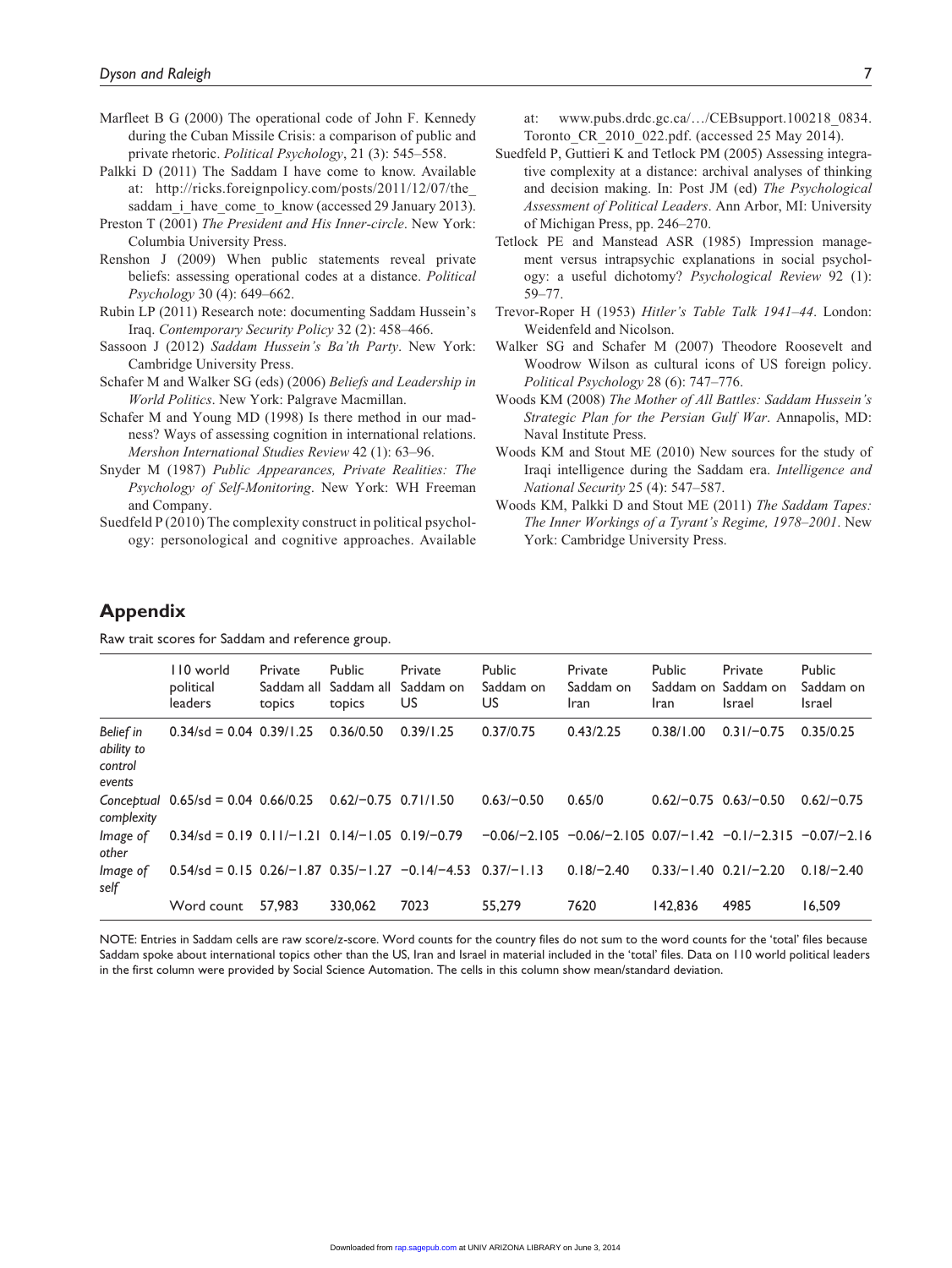Marfleet B G (2000) The operational code of John F. Kennedy during the Cuban Missile Crisis: a comparison of public and private rhetoric. *Political Psychology*, 21 (3): 545–558.

Palkki D (2011) The Saddam I have come to know. Available at: http://ricks.foreignpolicy.com/posts/2011/12/07/the_saddam_i_have_come_to_know (accessed 29 January 2013).

Preston T (2001) *The President and His Inner-circle*. New York: Columbia University Press.

Renshon J (2009) When public statements reveal private beliefs: assessing operational codes at a distance. *Political Psychology* 30 (4): 649–662.

Rubin LP (2011) Research note: documenting Saddam Hussein's Iraq. *Contemporary Security Policy* 32 (2): 458–466.

Sassoon J (2012) *Saddam Hussein's Ba'th Party*. New York: Cambridge University Press.

Schafer M and Walker SG (eds) (2006) *Beliefs and Leadership in World Politics*. New York: Palgrave Macmillan.

Schafer M and Young MD (1998) Is there method in our madness? Ways of assessing cognition in international relations. *Mershon International Studies Review* 42 (1): 63–96.

Snyder M (1987) *Public Appearances, Private Realities: The Psychology of Self-Monitoring*. New York: WH Freeman and Company.

Suedfeld P (2010) The complexity construct in political psychology: personological and cognitive approaches. Available at: www.pubs.drdc.gc.ca/…/CEBsupport.100218_0834.Toronto_CR_2010_022.pdf. (accessed 25 May 2014).

Suedfeld P, Guttieri K and Tetlock PM (2005) Assessing integrative complexity at a distance: archival analyses of thinking and decision making. In: Post JM (ed) *The Psychological Assessment of Political Leaders*. Ann Arbor, MI: University of Michigan Press, pp. 246–270.

Tetlock PE and Manstead ASR (1985) Impression management versus intrapsychic explanations in social psychology: a useful dichotomy? *Psychological Review* 92 (1): 59–77.

Trevor-Roper H (1953) *Hitler's Table Talk 1941–44*. London: Weidenfeld and Nicolson.

Walker SG and Schafer M (2007) Theodore Roosevelt and Woodrow Wilson as cultural icons of US foreign policy. *Political Psychology* 28 (6): 747–776.

Woods KM (2008) *The Mother of All Battles: Saddam Hussein's Strategic Plan for the Persian Gulf War*. Annapolis, MD: Naval Institute Press.

Woods KM and Stout ME (2010) New sources for the study of Iraqi intelligence during the Saddam era. *Intelligence and National Security* 25 (4): 547–587.

Woods KM, Palkki D and Stout ME (2011) *The Saddam Tapes: The Inner Workings of a Tyrant's Regime, 1978–2001*. New York: Cambridge University Press.

## Appendix

Raw trait scores for Saddam and reference group.

| | 110 world political leaders | Private Saddam all topics | Public Saddam all topics | Private Saddam on US | Public Saddam on US | Private Saddam on Iran | Public Saddam on Iran | Private Saddam on Israel | Public Saddam on Israel |
|---|---|---|---|---|---|---|---|---|---|
| *Belief in ability to control events* | 0.34/sd = 0.04 | 0.39/1.25 | 0.36/0.50 | 0.39/1.25 | 0.37/0.75 | 0.43/2.25 | 0.38/1.00 | 0.31/−0.75 | 0.35/0.25 |
| *Conceptual complexity* | 0.65/sd = 0.04 | 0.66/0.25 | 0.62/−0.75 | 0.71/1.50 | 0.63/−0.50 | 0.65/0 | 0.62/−0.75 | 0.63/−0.50 | 0.62/−0.75 |
| *Image of other* | 0.34/sd = 0.19 | 0.11/−1.21 | 0.14/−1.05 | 0.19/−0.79 | −0.06/−2.105 | −0.06/−2.105 | 0.07/−1.42 | −0.1/−2.315 | −0.07/−2.16 |
| *Image of self* | 0.54/sd = 0.15 | 0.26/−1.87 | 0.35/−1.27 | −0.14/−4.53 | 0.37/−1.13 | 0.18/−2.40 | 0.33/−1.40 | 0.21/−2.20 | 0.18/−2.40 |
| | Word count | 57,983 | 330,062 | 7023 | 55,279 | 7620 | 142,836 | 4985 | 16,509 |

NOTE: Entries in Saddam cells are raw score/z-score. Word counts for the country files do not sum to the word counts for the 'total' files because Saddam spoke about international topics other than the US, Iran and Israel in material included in the 'total' files. Data on 110 world political leaders in the first column were provided by Social Science Automation. The cells in this column show mean/standard deviation.